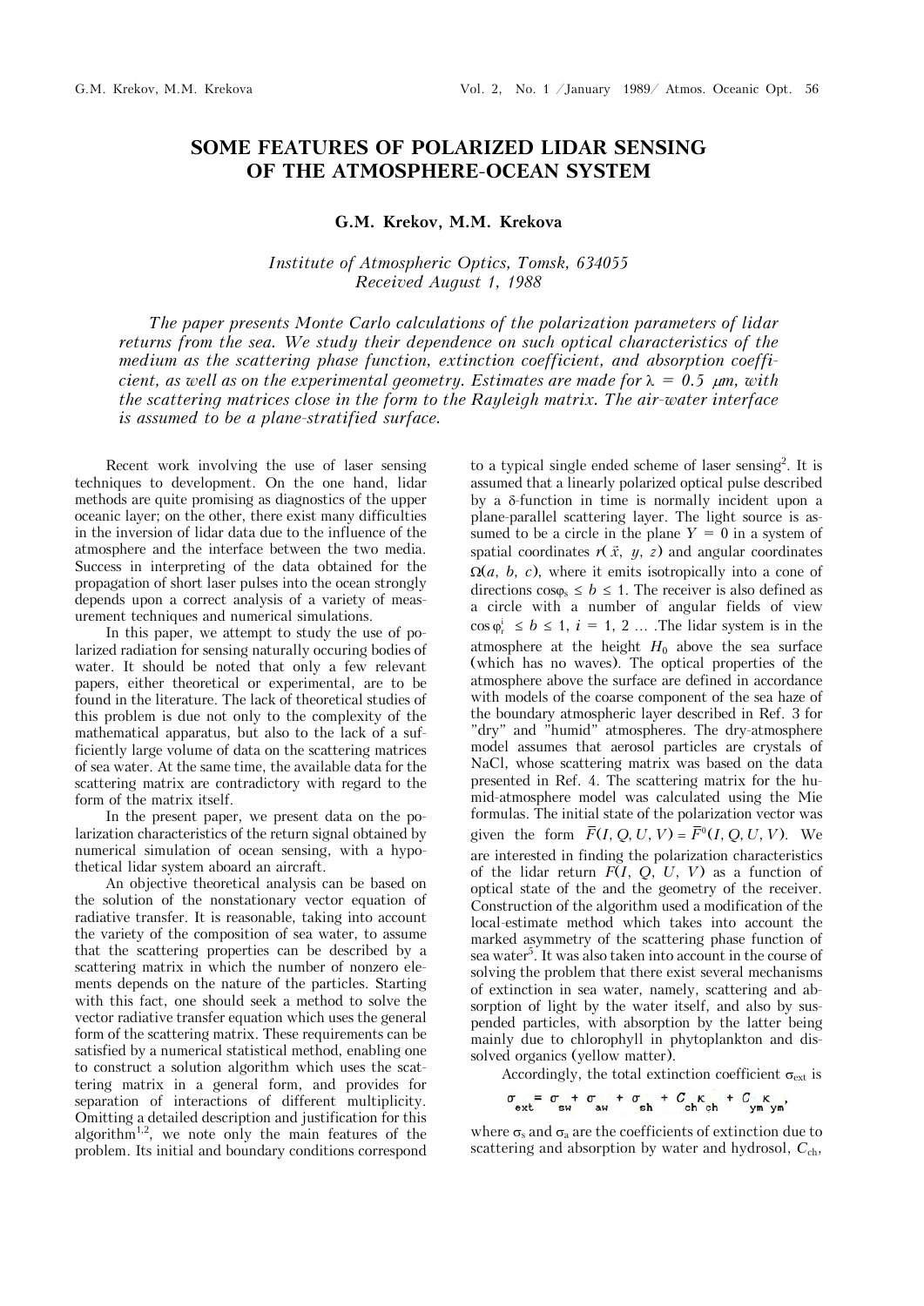# SOME FEATURES OF POLARIZED LIDAR SENSING OF THE ATMOSPHERE-OCEAN SYSTEM

**G.M. Krekov, M.M. Krekova**

*Institute of Atmospheric Optics, Tomsk, 634055*
*Received August 1, 1988*

*The paper presents Monte Carlo calculations of the polarization parameters of lidar returns from the sea. We study their dependence on such optical characteristics of the medium as the scattering phase function, extinction coefficient, and absorption coefficient, as well as on the experimental geometry. Estimates are made for $\lambda = 0.5$ μm, with the scattering matrices close in the form to the Rayleigh matrix. The air-water interface is assumed to be a plane-stratified surface.*

Recent work involving the use of laser sensing techniques to development. On the one hand, lidar methods are quite promising as diagnostics of the upper oceanic layer; on the other, there exist many difficulties in the inversion of lidar data due to the influence of the atmosphere and the interface between the two media. Success in interpreting of the data obtained for the propagation of short laser pulses into the ocean strongly depends upon a correct analysis of a variety of measurement techniques and numerical simulations.

In this paper, we attempt to study the use of polarized radiation for sensing naturally occuring bodies of water. It should be noted that only a few relevant papers, either theoretical or experimental, are to be found in the literature. The lack of theoretical studies of this problem is due not only to the complexity of the mathematical apparatus, but also to the lack of a sufficiently large volume of data on the scattering matrices of sea water. At the same time, the available data for the scattering matrix are contradictory with regard to the form of the matrix itself.

In the present paper, we present data on the polarization characteristics of the return signal obtained by numerical simulation of ocean sensing, with a hypothetical lidar system aboard an aircraft.

An objective theoretical analysis can be based on the solution of the nonstationary vector equation of radiative transfer. It is reasonable, taking into account the variety of the composition of sea water, to assume that the scattering properties can be described by a scattering matrix in which the number of nonzero elements depends on the nature of the particles. Starting with this fact, one should seek a method to solve the vector radiative transfer equation which uses the general form of the scattering matrix. These requirements can be satisfied by a numerical statistical method, enabling one to construct a solution algorithm which uses the scattering matrix in a general form, and provides for separation of interactions of different multiplicity. Omitting a detailed description and justification for this algorithm[1,2], we note only the main features of the problem. Its initial and boundary conditions correspond to a typical single ended scheme of laser sensing[2]. It is assumed that a linearly polarized optical pulse described by a δ-function in time is normally incident upon a plane-parallel scattering layer. The light source is assumed to be a circle in the plane $Y = 0$ in a system of spatial coordinates $r(\vec{x}, y, z)$ and angular coordinates $\Omega(a, b, c)$, where it emits isotropically into a cone of directions $\cos\varphi_s \le b \le 1$. The receiver is also defined as a circle with a number of angular fields of view $\cos\varphi_r^i \le b \le 1$, $i = 1, 2 \ldots$ .The lidar system is in the atmosphere at the height $H_0$ above the sea surface (which has no waves). The optical properties of the atmosphere above the surface are defined in accordance with models of the coarse component of the sea haze of the boundary atmospheric layer described in Ref. 3 for "dry" and "humid" atmospheres. The dry-atmosphere model assumes that aerosol particles are crystals of NaCl, whose scattering matrix was based on the data presented in Ref. 4. The scattering matrix for the humid-atmosphere model was calculated using the Mie formulas. The initial state of the polarization vector was given the form $\bar{F}(I, Q, U, V) = \bar{F}^0(I, Q, U, V)$. We are interested in finding the polarization characteristics of the lidar return $F(I, Q, U, V)$ as a function of optical state of the and the geometry of the receiver. Construction of the algorithm used a modification of the local-estimate method which takes into account the marked asymmetry of the scattering phase function of sea water[5]. It was also taken into account in the course of solving the problem that there exist several mechanisms of extinction in sea water, namely, scattering and absorption of light by the water itself, and also by suspended particles, with absorption by the latter being mainly due to chlorophyll in phytoplankton and dissolved organics (yellow matter).

Accordingly, the total extinction coefficient $\sigma_{ext}$ is

$$\sigma_{ext} = \sigma_{sw} + \sigma_{aw} + \sigma_{sh} + C_{ch}\kappa_{ch} + C_{ym}\kappa_{ym},$$

where $\sigma_s$ and $\sigma_a$ are the coefficients of extinction due to scattering and absorption by water and hydrosol, $C_{ch}$,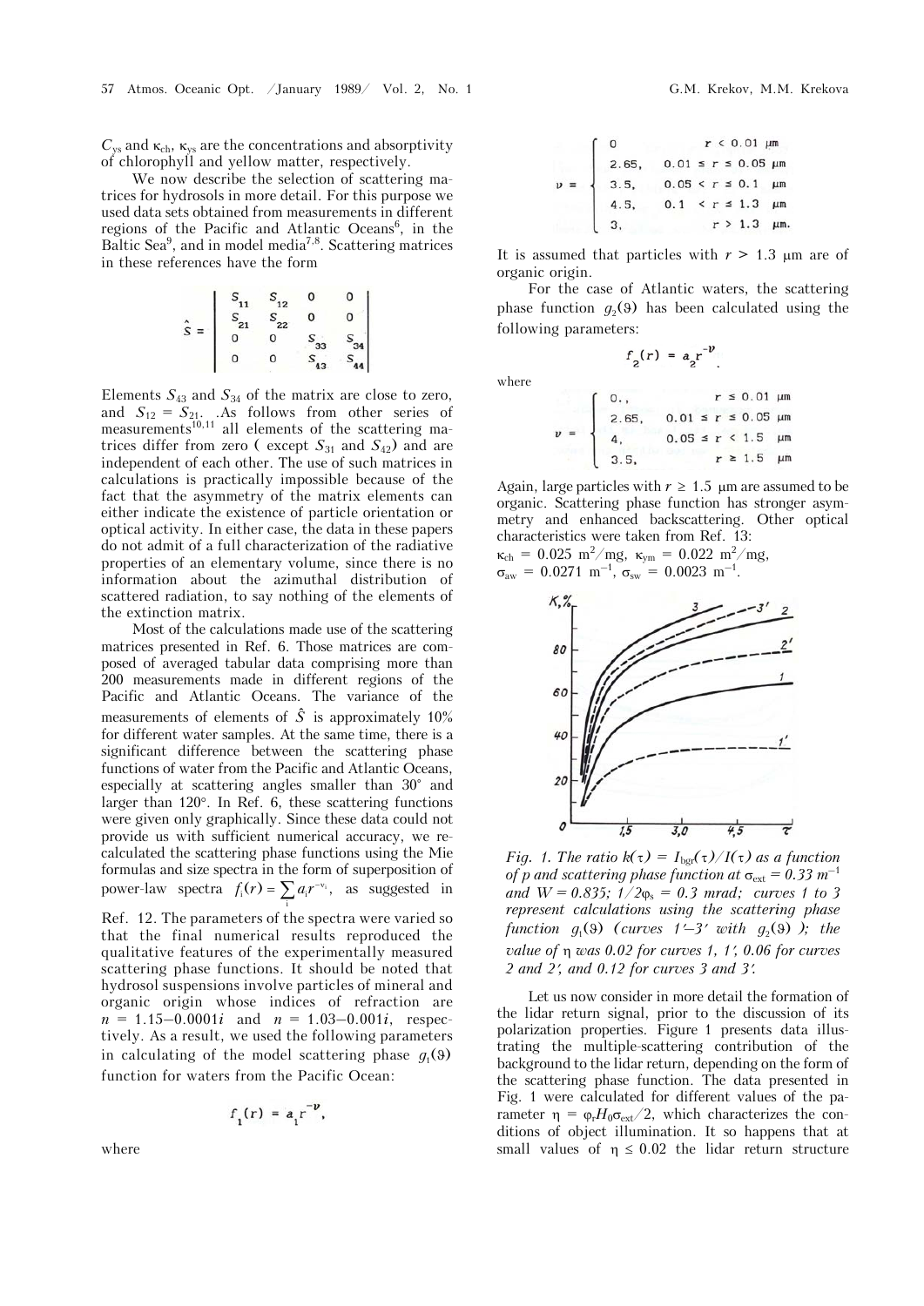$C_{ys}$ and $\kappa_{ch}$, $\kappa_{ys}$ are the concentrations and absorptivity of chlorophyll and yellow matter, respectively.

We now describe the selection of scattering matrices for hydrosols in more detail. For this purpose we used data sets obtained from measurements in different regions of the Pacific and Atlantic Oceans[6], in the Baltic Sea[9], and in model media[7,8]. Scattering matrices in these references have the form

$$\hat{S} = \begin{vmatrix} S_{11} & S_{12} & 0 & 0 \\ S_{21} & S_{22} & 0 & 0 \\ 0 & 0 & S_{33} & S_{34} \\ 0 & 0 & S_{43} & S_{44} \end{vmatrix}$$

Elements $S_{43}$ and $S_{34}$ of the matrix are close to zero, and $S_{12} = S_{21}$. .As follows from other series of measurements[10,11] all elements of the scattering matrices differ from zero ( except $S_{31}$ and $S_{42}$) and are independent of each other. The use of such matrices in calculations is practically impossible because of the fact that the asymmetry of the matrix elements can either indicate the existence of particle orientation or optical activity. In either case, the data in these papers do not admit of a full characterization of the radiative properties of an elementary volume, since there is no information about the azimuthal distribution of scattered radiation, to say nothing of the elements of the extinction matrix.

Most of the calculations made use of the scattering matrices presented in Ref. 6. Those matrices are composed of averaged tabular data comprising more than 200 measurements made in different regions of the Pacific and Atlantic Oceans. The variance of the measurements of elements of $\hat{S}$ is approximately 10% for different water samples. At the same time, there is a significant difference between the scattering phase functions of water from the Pacific and Atlantic Oceans, especially at scattering angles smaller than 30° and larger than 120°. In Ref. 6, these scattering functions were given only graphically. Since these data could not provide us with sufficient numerical accuracy, we recalculated the scattering phase functions using the Mie formulas and size spectra in the form of superposition of power-law spectra $f_i(r) = \sum_i a_i r^{-\nu_i}$, as suggested in Ref. 12. The parameters of the spectra were varied so that the final numerical results reproduced the qualitative features of the experimentally measured scattering phase functions. It should be noted that hydrosol suspensions involve particles of mineral and organic origin whose indices of refraction are $n = 1.15–0.0001i$ and $n = 1.03–0.001i$, respectively. As a result, we used the following parameters in calculating of the model scattering phase $g_1(\vartheta)$ function for waters from the Pacific Ocean:

$$f_1(r) = a_1 r^{-\nu},$$

where

$$\nu = \begin{cases} 0 & r < 0.01\ \mu\text{m} \\ 2.65, & 0.01 \le r \le 0.05\ \mu\text{m} \\ 3.5, & 0.05 < r \le 0.1\ \mu\text{m} \\ 4.5, & 0.1 < r \le 1.3\ \mu\text{m} \\ 3, & r > 1.3\ \mu\text{m}. \end{cases}$$

It is assumed that particles with $r > 1.3$ μm are of organic origin.

For the case of Atlantic waters, the scattering phase function $g_2(\vartheta)$ has been calculated using the following parameters:

$$f_2(r) = a_2 r^{-\nu}.$$

where

$$\nu = \begin{cases} 0., & r \le 0.01\ \mu\text{m} \\ 2.65, & 0.01 \le r \le 0.05\ \mu\text{m} \\ 4, & 0.05 \le r < 1.5\ \mu\text{m} \\ 3.5, & r \ge 1.5\ \mu\text{m} \end{cases}$$

Again, large particles with $r \ge 1.5$ μm are assumed to be organic. Scattering phase function has stronger asymmetry and enhanced backscattering. Other optical characteristics were taken from Ref. 13:
$\kappa_{ch} = 0.025$ m²/mg, $\kappa_{ym} = 0.022$ m²/mg, $\sigma_{aw} = 0.0271$ m$^{-1}$, $\sigma_{sw} = 0.0023$ m$^{-1}$.

*Fig. 1. The ratio $k(\tau) = I_{bgr}(\tau)/I(\tau)$ as a function of p and scattering phase function at $\sigma_{ext} = 0.33$ m$^{-1}$ and $W = 0.835$; $1/2\varphi_s = 0.3$ mrad; curves 1 to 3 represent calculations using the scattering phase function $g_1(\vartheta)$ (curves 1′–3′ with $g_2(\vartheta)$ ); the value of $\eta$ was 0.02 for curves 1, 1′, 0.06 for curves 2 and 2′, and 0.12 for curves 3 and 3′.*

Let us now consider in more detail the formation of the lidar return signal, prior to the discussion of its polarization properties. Figure 1 presents data illustrating the multiple-scattering contribution of the background to the lidar return, depending on the form of the scattering phase function. The data presented in Fig. 1 were calculated for different values of the parameter $\eta = \varphi_r H_0 \sigma_{ext}/2$, which characterizes the conditions of object illumination. It so happens that at small values of $\eta \le 0.02$ the lidar return structure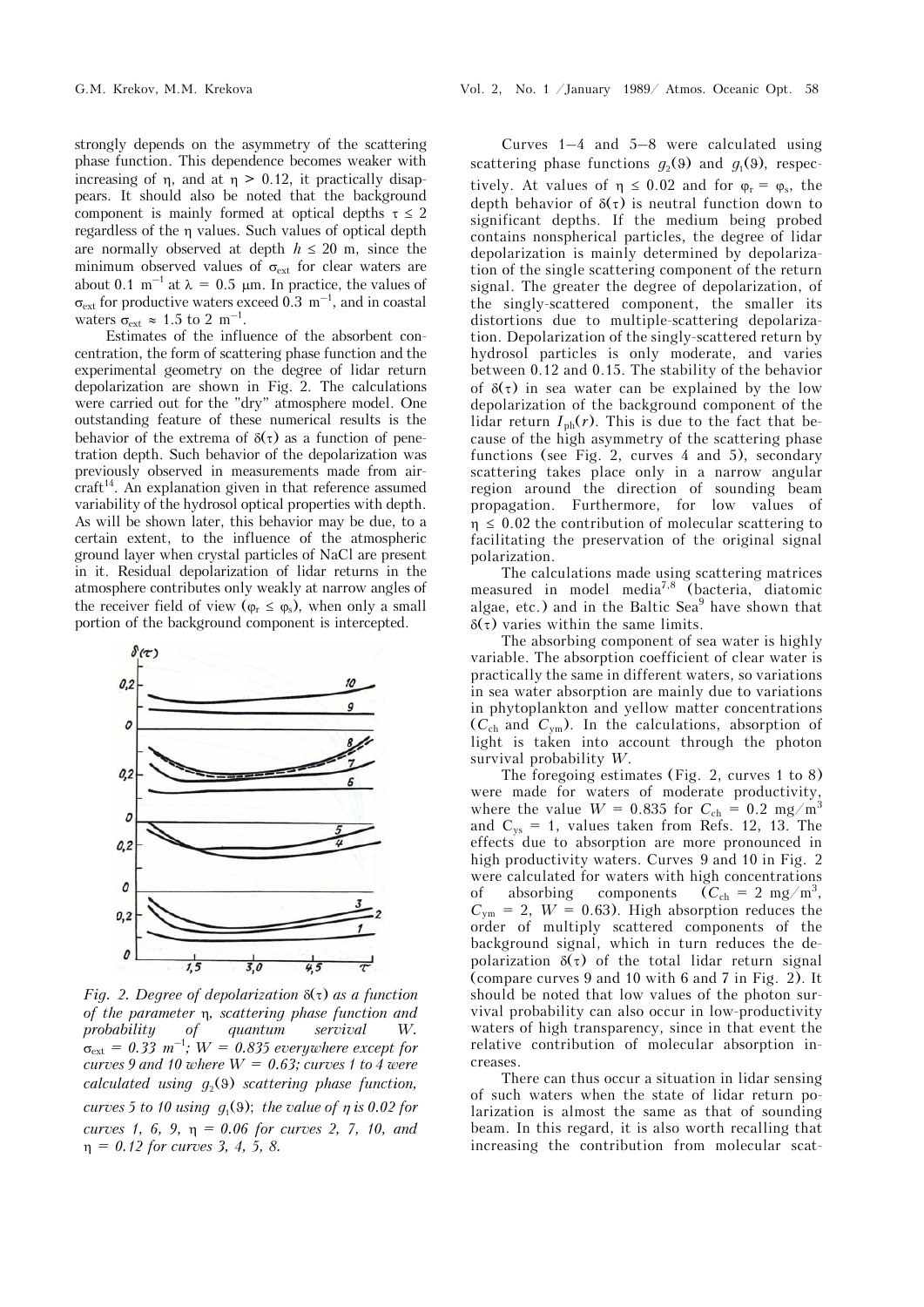strongly depends on the asymmetry of the scattering phase function. This dependence becomes weaker with increasing of $\eta$, and at $\eta > 0.12$, it practically disappears. It should also be noted that the background component is mainly formed at optical depths $\tau \le 2$ regardless of the $\eta$ values. Such values of optical depth are normally observed at depth $h \le 20$ m, since the minimum observed values of $\sigma_{ext}$ for clear waters are about 0.1 $m^{-1}$ at $\lambda = 0.5$ μm. In practice, the values of $\sigma_{ext}$ for productive waters exceed 0.3 $m^{-1}$, and in coastal waters $\sigma_{ext} \approx 1.5$ to 2 $m^{-1}$.

Estimates of the influence of the absorbent concentration, the form of scattering phase function and the experimental geometry on the degree of lidar return depolarization are shown in Fig. 2. The calculations were carried out for the "dry" atmosphere model. One outstanding feature of these numerical results is the behavior of the extrema of $\delta(\tau)$ as a function of penetration depth. Such behavior of the depolarization was previously observed in measurements made from aircraft[14]. An explanation given in that reference assumed variability of the hydrosol optical properties with depth. As will be shown later, this behavior may be due, to a certain extent, to the influence of the atmospheric ground layer when crystal particles of NaCl are present in it. Residual depolarization of lidar returns in the atmosphere contributes only weakly at narrow angles of the receiver field of view ($\varphi_r \le \varphi_s$), when only a small portion of the background component is intercepted.

$\delta(\tau)$

0,2

0

0,2

0

0,2

0

0,2

0

1,5 3,0 4,5 $\tau$

1 2 3 4 5 6 7 8 9 10

*Fig. 2. Degree of depolarization $\delta(\tau)$ as a function of the parameter $\eta$, scattering phase function and probability of quantum servival $W$. $\sigma_{ext} = 0.33$ $m^{-1}$; $W = 0.835$ everywhere except for curves 9 and 10 where $W = 0.63$; curves 1 to 4 were calculated using $g_2(\vartheta)$ scattering phase function, curves 5 to 10 using $g_1(\vartheta)$; the value of $\eta$ is 0.02 for curves 1, 6, 9, $\eta = 0.06$ for curves 2, 7, 10, and $\eta = 0.12$ for curves 3, 4, 5, 8.*

Curves 1–4 and 5–8 were calculated using scattering phase functions $g_2(\vartheta)$ and $g_1(\vartheta)$, respectively. At values of $\eta \le 0.02$ and for $\varphi_r = \varphi_s$, the depth behavior of $\delta(\tau)$ is neutral function down to significant depths. If the medium being probed contains nonspherical particles, the degree of lidar depolarization is mainly determined by depolarization of the single scattering component of the return signal. The greater the degree of depolarization, of the singly-scattered component, the smaller its distortions due to multiple-scattering depolarization. Depolarization of the singly-scattered return by hydrosol particles is only moderate, and varies between 0.12 and 0.15. The stability of the behavior of $\delta(\tau)$ in sea water can be explained by the low depolarization of the background component of the lidar return $I_{ph}(r)$. This is due to the fact that because of the high asymmetry of the scattering phase functions (see Fig. 2, curves 4 and 5), secondary scattering takes place only in a narrow angular region around the direction of sounding beam propagation. Furthermore, for low values of $\eta \le 0.02$ the contribution of molecular scattering to facilitating the preservation of the original signal polarization.

The calculations made using scattering matrices measured in model media[7,8] (bacteria, diatomic algae, etc.) and in the Baltic Sea[9] have shown that $\delta(\tau)$ varies within the same limits.

The absorbing component of sea water is highly variable. The absorption coefficient of clear water is practically the same in different waters, so variations in sea water absorption are mainly due to variations in phytoplankton and yellow matter concentrations ($C_{ch}$ and $C_{ym}$). In the calculations, absorption of light is taken into account through the photon survival probability $W$.

The foregoing estimates (Fig. 2, curves 1 to 8) were made for waters of moderate productivity, where the value $W = 0.835$ for $C_{ch} = 0.2$ mg/$m^3$ and $C_{ys} = 1$, values taken from Refs. 12, 13. The effects due to absorption are more pronounced in high productivity waters. Curves 9 and 10 in Fig. 2 were calculated for waters with high concentrations of absorbing components ($C_{ch} = 2$ mg/$m^3$, $C_{ym} = 2$, $W = 0.63$). High absorption reduces the order of multiply scattered components of the background signal, which in turn reduces the depolarization $\delta(\tau)$ of the total lidar return signal (compare curves 9 and 10 with 6 and 7 in Fig. 2). It should be noted that low values of the photon survival probability can also occur in low-productivity waters of high transparency, since in that event the relative contribution of molecular absorption increases.

There can thus occur a situation in lidar sensing of such waters when the state of lidar return polarization is almost the same as that of sounding beam. In this regard, it is also worth recalling that increasing the contribution from molecular scat-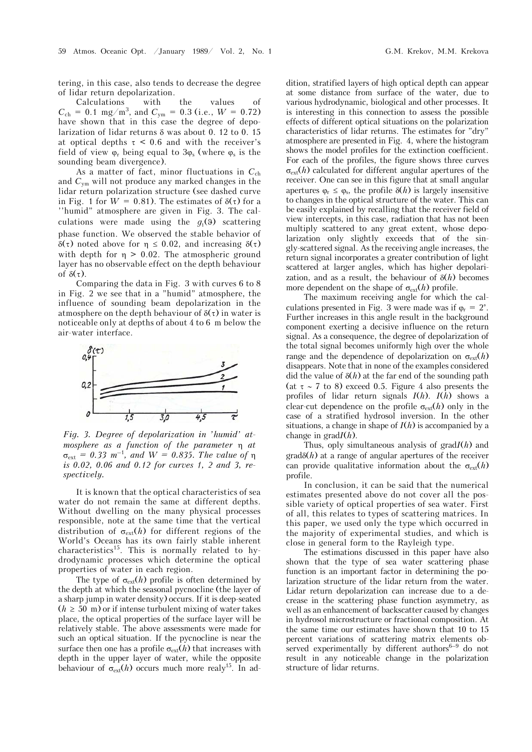tering, in this case, also tends to decrease the degree of lidar return depolarization.

Calculations with the values of $C_{ch} = 0.1$ mg/m$^3$, and $C_{ym} = 0.3$ (i.e., $W = 0.72$) have shown that in this case the degree of depolarization of lidar returns $\delta$ was about 0. 12 to 0. 15 at optical depths $\tau < 0.6$ and with the receiver's field of view $\varphi_r$ being equal to $3\varphi_s$ (where $\varphi_s$ is the sounding beam divergence).

As a matter of fact, minor fluctuations in $C_{ch}$ and $C_{ym}$ will not produce any marked changes in the lidar return polarization structure (see dashed curve in Fig. 1 for $W = 0.81$). The estimates of $\delta(\tau)$ for a ''humid'' atmosphere are given in Fig. 3. The calculations were made using the $g_1(\vartheta)$ scattering phase function. We observed the stable behavior of $\delta(\tau)$ noted above for $\eta \leq 0.02$, and increasing $\delta(\tau)$ with depth for $\eta > 0.02$. The atmospheric ground layer has no observable effect on the depth behaviour of $\delta(\tau)$.

Comparing the data in Fig. 3 with curves 6 to 8 in Fig. 2 we see that in a "humid" atmosphere, the influence of sounding beam depolarization in the atmosphere on the depth behaviour of $\delta(\tau)$ in water is noticeable only at depths of about 4 to 6 m below the air-water interface.

δ(τ)
0,4
0,2
0
1,5
3,0
4,5
τ
1
2
3

*Fig. 3. Degree of depolarization in 'humid' atmosphere as a function of the parameter $\eta$ at $\sigma_{ext} = 0.33$ m$^{-1}$, and $W = 0.835$. The value of $\eta$ is 0.02, 0.06 and 0.12 for curves 1, 2 and 3, respectively.*

It is known that the optical characteristics of sea water do not remain the same at different depths. Without dwelling on the many physical processes responsible, note at the same time that the vertical distribution of $\sigma_{ext}(h)$ for different regions of the World's Oceans has its own fairly stable inherent characteristics[15]. This is normally related to hydrodynamic processes which determine the optical properties of water in each region.

The type of $\sigma_{ext}(h)$ profile is often determined by the depth at which the seasonal pycnocline (the layer of a sharp jump in water density) occurs. If it is deep-seated ($h \geq 50$ m) or if intense turbulent mixing of water takes place, the optical properties of the surface layer will be relatively stable. The above assessments were made for such an optical situation. If the pycnocline is near the surface then one has a profile $\sigma_{ext}(h)$ that increases with depth in the upper layer of water, while the opposite behaviour of $\sigma_{ext}(h)$ occurs much more realy[15]. In addition, stratified layers of high optical depth can appear at some distance from surface of the water, due to various hydrodynamic, biological and other processes. It is interesting in this connection to assess the possible effects of different optical situations on the polarization characteristics of lidar returns. The estimates for "dry" atmosphere are presented in Fig. 4, where the histogram shows the model profiles for the extinction coefficient. For each of the profiles, the figure shows three curves $\sigma_{ext}(h)$ calculated for different angular apertures of the receiver. One can see in this figure that at small angular apertures $\varphi_r \leq \varphi_s$, the profile $\delta(h)$ is largely insensitive to changes in the optical structure of the water. This can be easily explained by recalling that the receiver field of view intercepts, in this case, radiation that has not been multiply scattered to any great extent, whose depolarization only slightly exceeds that of the singly-scattered signal. As the receiving angle increases, the return signal incorporates a greater contribution of light scattered at larger angles, which has higher depolarization, and as a result, the behaviour of $\delta(h)$ becomes more dependent on the shape of $\sigma_{ext}(h)$ profile.

The maximum receiving angle for which the calculations presented in Fig. 3 were made was if $\varphi_r = 2°$. Further increases in this angle result in the background component exerting a decisive influence on the return signal. As a consequence, the degree of depolarization of the total signal becomes uniformly high over the whole range and the dependence of depolarization on $\sigma_{ext}(h)$ disappears. Note that in none of the examples considered did the value of $\delta(h)$ at the far end of the sounding path (at $\tau \sim 7$ to 8) exceed 0.5. Figure 4 also presents the profiles of lidar return signals $I(h)$. $I(h)$ shows a clear-cut dependence on the profile $\sigma_{ext}(h)$ only in the case of a stratified hydrosol inversion. In the other situations, a change in shape of $I(h)$ is accompanied by a change in grad$I(h)$.

Thus, oply simultaneous analysis of grad$I(h)$ and grad$\delta(h)$ at a range of angular apertures of the receiver can provide qualitative information about the $\sigma_{ext}(h)$ profile.

In conclusion, it can be said that the numerical estimates presented above do not cover all the possible variety of optical properties of sea water. First of all, this relates to types of scattering matrices. In this paper, we used only the type which occurred in the majority of experimental studies, and which is close in general form to the Rayleigh type.

The estimations discussed in this paper have also shown that the type of sea water scattering phase function is an important factor in determining the polarization structure of the lidar return from the water. Lidar return depolarization can increase due to a decrease in the scattering phase function asymmetry, as well as an enhancement of backscatter caused by changes in hydrosol microstructure or fractional composition. At the same time our estimates have shown that 10 to 15 percent variations of scattering matrix elements observed experimentally by different authors[6–9] do not result in any noticeable change in the polarization structure of lidar returns.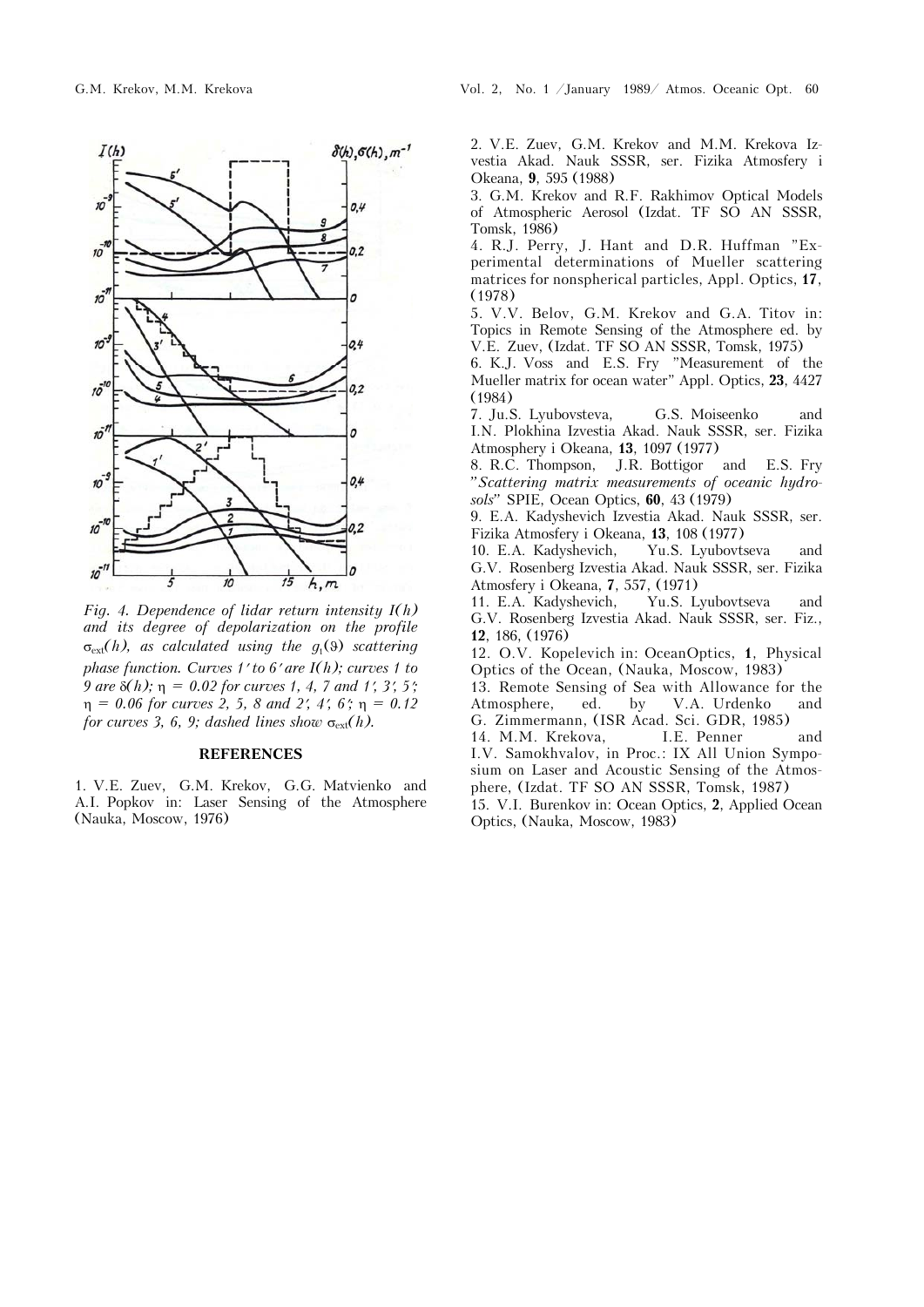I(h)

δ(h), σ(h), m$^{-1}$

$10^{-9}$

$10^{-10}$

$10^{-11}$

0,4

0,2

0

5 10 15 h, m

*Fig. 4. Dependence of lidar return intensity I(h) and its degree of depolarization on the profile $\sigma_{ext}(h)$, as calculated using the $g_1(\vartheta)$ scattering phase function. Curves 1′ to 6′ are I(h); curves 1 to 9 are δ(h); η = 0.02 for curves 1, 4, 7 and 1′, 3′, 5′; η = 0.06 for curves 2, 5, 8 and 2′, 4′, 6′; η = 0.12 for curves 3, 6, 9; dashed lines show $\sigma_{ext}(h)$.*

## REFERENCES

1. V.E. Zuev, G.M. Krekov, G.G. Matvienko and A.I. Popkov in: Laser Sensing of the Atmosphere (Nauka, Moscow, 1976)

2. V.E. Zuev, G.M. Krekov and M.M. Krekova Izvestia Akad. Nauk SSSR, ser. Fizika Atmosfery i Okeana, **9**, 595 (1988)

3. G.M. Krekov and R.F. Rakhimov Optical Models of Atmospheric Aerosol (Izdat. TF SO AN SSSR, Tomsk, 1986)

4. R.J. Perry, J. Hant and D.R. Huffman "Experimental determinations of Mueller scattering matrices for nonspherical particles, Appl. Optics, **17**, (1978)

5. V.V. Belov, G.M. Krekov and G.A. Titov in: Topics in Remote Sensing of the Atmosphere ed. by V.E. Zuev, (Izdat. TF SO AN SSSR, Tomsk, 1975)

6. K.J. Voss and E.S. Fry "Measurement of the Mueller matrix for ocean water" Appl. Optics, **23**, 4427 (1984)

7. Ju.S. Lyubovsteva, G.S. Moiseenko and I.N. Plokhina Izvestia Akad. Nauk SSSR, ser. Fizika Atmosphery i Okeana, **13**, 1097 (1977)

8. R.C. Thompson, J.R. Bottigor and E.S. Fry "*Scattering matrix measurements of oceanic hydrosols*" SPIE, Ocean Optics, **60**, 43 (1979)

9. E.A. Kadyshevich Izvestia Akad. Nauk SSSR, ser. Fizika Atmosfery i Okeana, **13**, 108 (1977)

10. E.A. Kadyshevich, Yu.S. Lyubovtseva and G.V. Rosenberg Izvestia Akad. Nauk SSSR, ser. Fizika Atmosfery i Okeana, **7**, 557, (1971)

11. E.A. Kadyshevich, Yu.S. Lyubovtseva and G.V. Rosenberg Izvestia Akad. Nauk SSSR, ser. Fiz., **12**, 186, (1976)

12. O.V. Kopelevich in: OceanOptics, **1**, Physical Optics of the Ocean, (Nauka, Moscow, 1983)

13. Remote Sensing of Sea with Allowance for the Atmosphere, ed. by V.A. Urdenko and G. Zimmermann, (ISR Acad. Sci. GDR, 1985)

14. M.M. Krekova, I.E. Penner and I.V. Samokhvalov, in Proc.: IX All Union Symposium on Laser and Acoustic Sensing of the Atmosphere, (Izdat. TF SO AN SSSR, Tomsk, 1987)

15. V.I. Burenkov in: Ocean Optics, **2**, Applied Ocean Optics, (Nauka, Moscow, 1983)